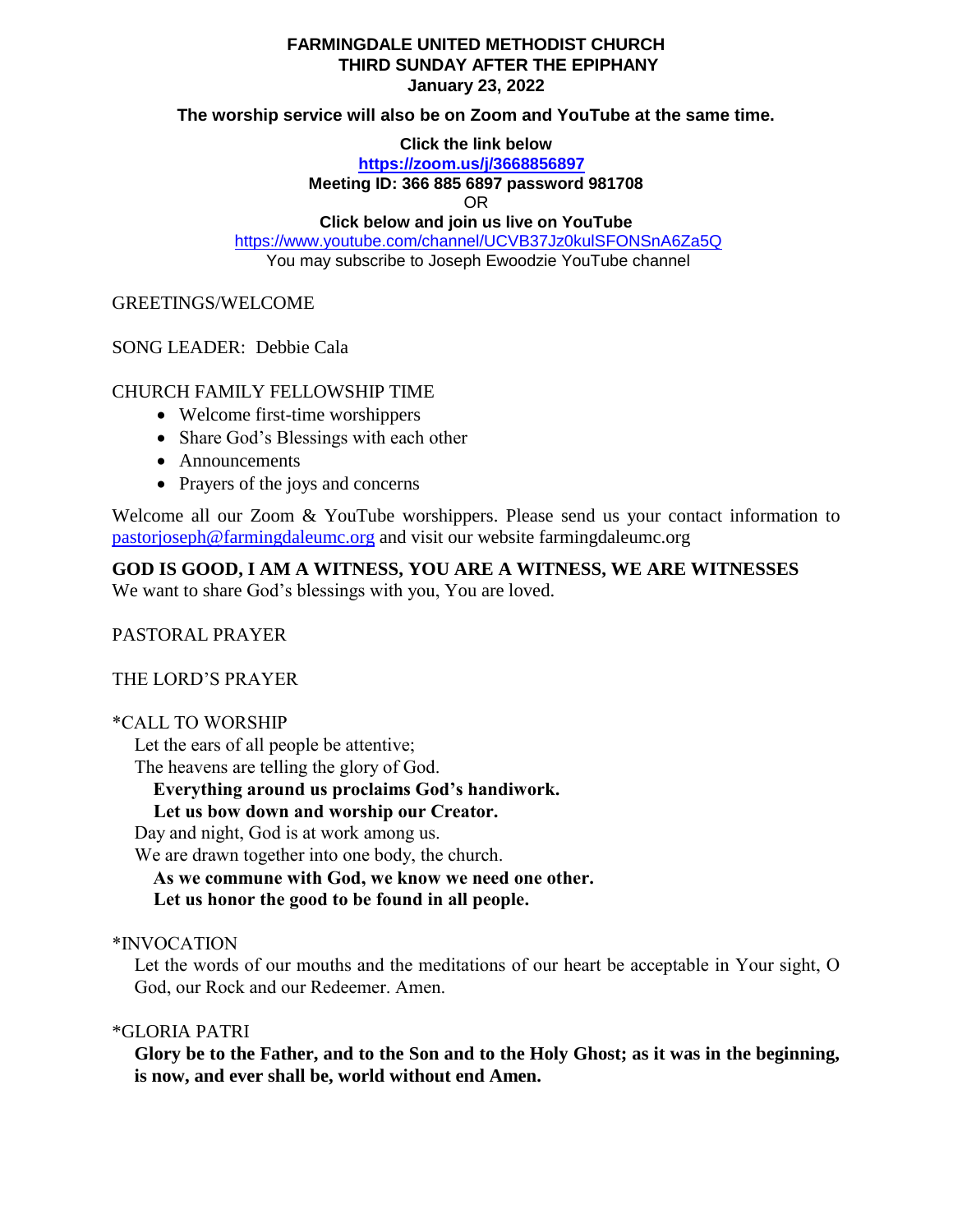**FARMINGDALE UNITED METHODIST CHURCH**
**THIRD SUNDAY AFTER THE EPIPHANY**
**January 23, 2022**

**The worship service will also be on Zoom and YouTube at the same time.**

**Click the link below**
**https://zoom.us/j/3668856897**
**Meeting ID: 366 885 6897 password 981708**
OR
**Click below and join us live on YouTube**
https://www.youtube.com/channel/UCVB37Jz0kulSFONSnA6Za5Q
You may subscribe to Joseph Ewoodzie YouTube channel

GREETINGS/WELCOME

SONG LEADER: Debbie Cala

CHURCH FAMILY FELLOWSHIP TIME

- Welcome first-time worshippers
- Share God's Blessings with each other
- Announcements
- Prayers of the joys and concerns

Welcome all our Zoom & YouTube worshippers. Please send us your contact information to pastorjoseph@farmingdaleumc.org and visit our website farmingdaleumc.org

**GOD IS GOOD, I AM A WITNESS, YOU ARE A WITNESS, WE ARE WITNESSES**
We want to share God's blessings with you, You are loved.

PASTORAL PRAYER

THE LORD'S PRAYER

*CALL TO WORSHIP

Let the ears of all people be attentive;
The heavens are telling the glory of God.
**Everything around us proclaims God's handiwork.**
**Let us bow down and worship our Creator.**
Day and night, God is at work among us.
We are drawn together into one body, the church.
**As we commune with God, we know we need one other.**
**Let us honor the good to be found in all people.**

*INVOCATION

Let the words of our mouths and the meditations of our heart be acceptable in Your sight, O God, our Rock and our Redeemer. Amen.

*GLORIA PATRI

**Glory be to the Father, and to the Son and to the Holy Ghost; as it was in the beginning, is now, and ever shall be, world without end Amen.**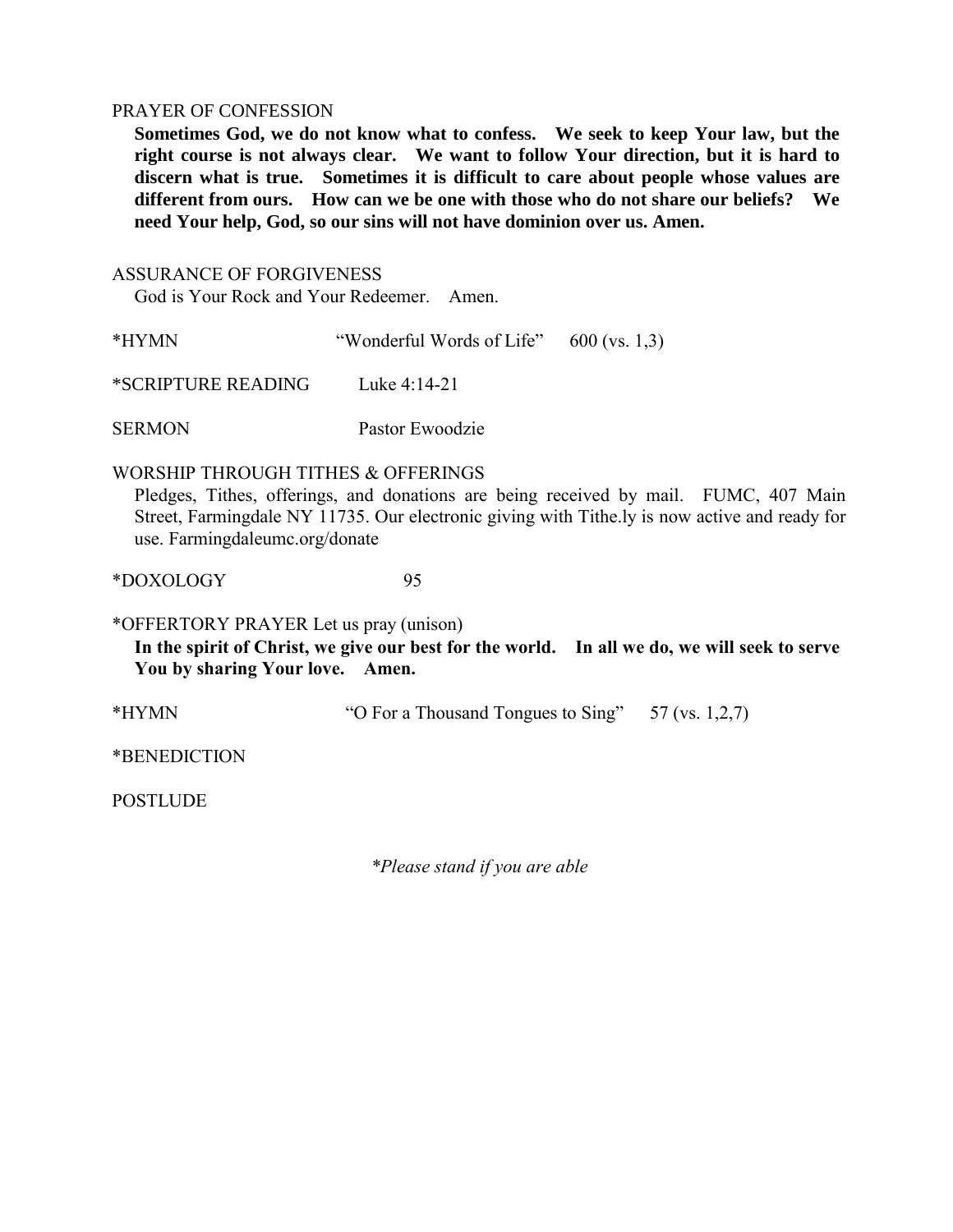PRAYER OF CONFESSION

**Sometimes God, we do not know what to confess. We seek to keep Your law, but the right course is not always clear. We want to follow Your direction, but it is hard to discern what is true. Sometimes it is difficult to care about people whose values are different from ours. How can we be one with those who do not share our beliefs? We need Your help, God, so our sins will not have dominion over us. Amen.**

ASSURANCE OF FORGIVENESS

God is Your Rock and Your Redeemer. Amen.

*HYMN "Wonderful Words of Life" 600 (vs. 1,3)

*SCRIPTURE READING Luke 4:14-21

SERMON Pastor Ewoodzie

WORSHIP THROUGH TITHES & OFFERINGS

Pledges, Tithes, offerings, and donations are being received by mail. FUMC, 407 Main Street, Farmingdale NY 11735. Our electronic giving with Tithe.ly is now active and ready for use. Farmingdaleumc.org/donate

*DOXOLOGY 95

*OFFERTORY PRAYER Let us pray (unison)

**In the spirit of Christ, we give our best for the world. In all we do, we will seek to serve You by sharing Your love. Amen.**

*HYMN "O For a Thousand Tongues to Sing" 57 (vs. 1,2,7)

*BENEDICTION

POSTLUDE

**Please stand if you are able*